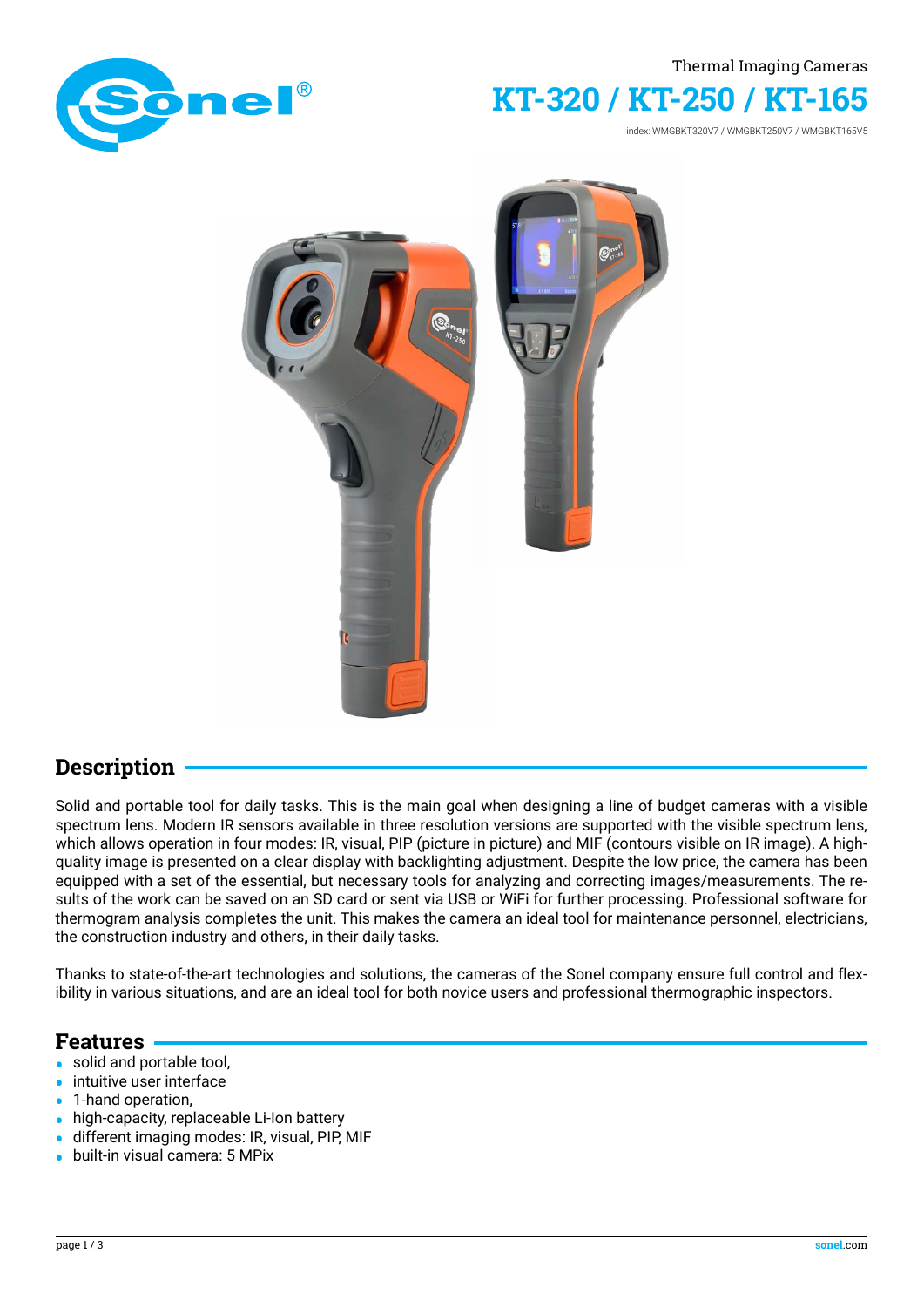Thermal Imaging Cameras

# KT-320 / KT-250 / KT-165

index: WMGBKT320V7 / WMGBKT250V7 / WMGBKT165V5

## Description

Solid and portable tool for daily tasks. This is the main goal when designing a line of budget cameras with a visible spectrum lens. Modern IR sensors available in three resolution versions are supported with the visible spectrum lens, which allows operation in four modes: IR, visual, PIP (picture in picture) and MIF (contours visible on IR image). A high-quality image is presented on a clear display with backlighting adjustment. Despite the low price, the camera has been equipped with a set of the essential, but necessary tools for analyzing and correcting images/measurements. The results of the work can be saved on an SD card or sent via USB or WiFi for further processing. Professional software for thermogram analysis completes the unit. This makes the camera an ideal tool for maintenance personnel, electricians, the construction industry and others, in their daily tasks.

Thanks to state-of-the-art technologies and solutions, the cameras of the Sonel company ensure full control and flexibility in various situations, and are an ideal tool for both novice users and professional thermographic inspectors.

## Features

- solid and portable tool,
- intuitive user interface
- 1-hand operation,
- high-capacity, replaceable Li-Ion battery
- different imaging modes: IR, visual, PIP, MIF
- built-in visual camera: 5 MPix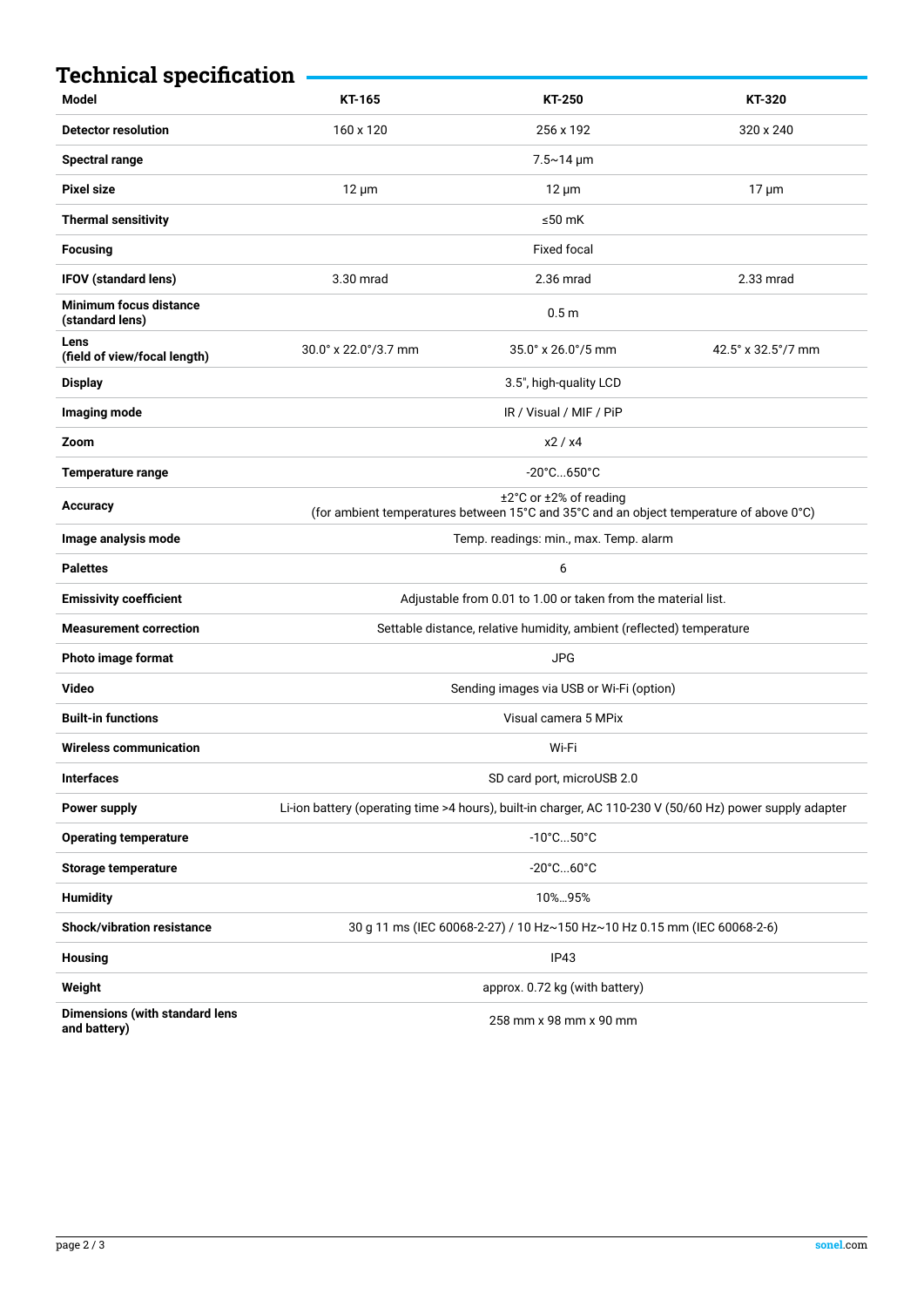## Technical specification

| Model | KT-165 | KT-250 | KT-320 |
|---|---|---|---|
| **Detector resolution** | 160 x 120 | 256 x 192 | 320 x 240 |
| **Spectral range** | | 7.5~14 μm | |
| **Pixel size** | 12 μm | 12 μm | 17 μm |
| **Thermal sensitivity** | | ≤50 mK | |
| **Focusing** | | Fixed focal | |
| **IFOV (standard lens)** | 3.30 mrad | 2.36 mrad | 2.33 mrad |
| **Minimum focus distance (standard lens)** | | 0.5 m | |
| **Lens (field of view/focal length)** | 30.0° x 22.0°/3.7 mm | 35.0° x 26.0°/5 mm | 42.5° x 32.5°/7 mm |
| **Display** | | 3.5", high-quality LCD | |
| **Imaging mode** | | IR / Visual / MIF / PiP | |
| **Zoom** | | x2 / x4 | |
| **Temperature range** | | -20°C...650°C | |
| **Accuracy** | | ±2°C or ±2% of reading (for ambient temperatures between 15°C and 35°C and an object temperature of above 0°C) | |
| **Image analysis mode** | | Temp. readings: min., max. Temp. alarm | |
| **Palettes** | | 6 | |
| **Emissivity coefficient** | | Adjustable from 0.01 to 1.00 or taken from the material list. | |
| **Measurement correction** | | Settable distance, relative humidity, ambient (reflected) temperature | |
| **Photo image format** | | JPG | |
| **Video** | | Sending images via USB or Wi-Fi (option) | |
| **Built-in functions** | | Visual camera 5 MPix | |
| **Wireless communication** | | Wi-Fi | |
| **Interfaces** | | SD card port, microUSB 2.0 | |
| **Power supply** | | Li-ion battery (operating time >4 hours), built-in charger, AC 110-230 V (50/60 Hz) power supply adapter | |
| **Operating temperature** | | -10°C...50°C | |
| **Storage temperature** | | -20°C...60°C | |
| **Humidity** | | 10%...95% | |
| **Shock/vibration resistance** | | 30 g 11 ms (IEC 60068-2-27) / 10 Hz~150 Hz~10 Hz 0.15 mm (IEC 60068-2-6) | |
| **Housing** | | IP43 | |
| **Weight** | | approx. 0.72 kg (with battery) | |
| **Dimensions (with standard lens and battery)** | | 258 mm x 98 mm x 90 mm | |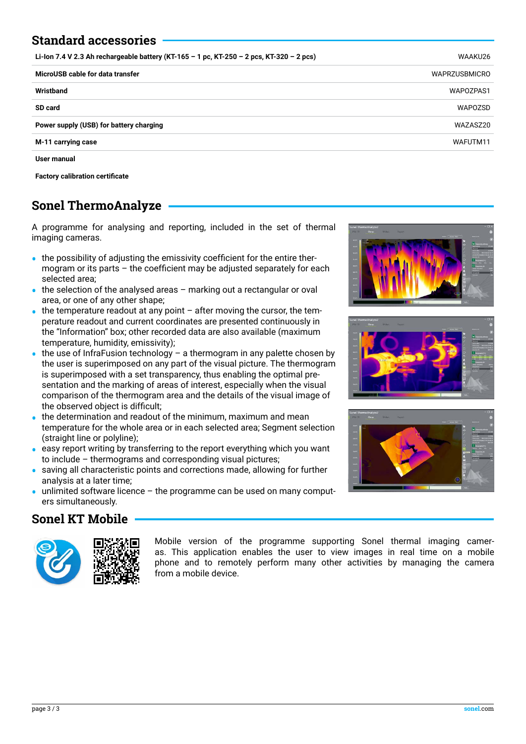## Standard accessories

| | |
|---|---|
| **Li-Ion 7.4 V 2.3 Ah rechargeable battery (KT-165 – 1 pc, KT-250 – 2 pcs, KT-320 – 2 pcs)** | WAAKU26 |
| **MicroUSB cable for data transfer** | WAPRZUSBMICRO |
| **Wristband** | WAPOZPAS1 |
| **SD card** | WAPOZSD |
| **Power supply (USB) for battery charging** | WAZASZ20 |
| **M-11 carrying case** | WAFUTM11 |
| **User manual** | |
| **Factory calibration certificate** | |

## Sonel ThermoAnalyze

A programme for analysing and reporting, included in the set of thermal imaging cameras.

- the possibility of adjusting the emissivity coefficient for the entire thermogram or its parts – the coefficient may be adjusted separately for each selected area;
- the selection of the analysed areas – marking out a rectangular or oval area, or one of any other shape;
- the temperature readout at any point – after moving the cursor, the temperature readout and current coordinates are presented continuously in the “Information” box; other recorded data are also available (maximum temperature, humidity, emissivity);
- the use of InfraFusion technology – a thermogram in any palette chosen by the user is superimposed on any part of the visual picture. The thermogram is superimposed with a set transparency, thus enabling the optimal presentation and the marking of areas of interest, especially when the visual comparison of the thermogram area and the details of the visual image of the observed object is difficult;
- the determination and readout of the minimum, maximum and mean temperature for the whole area or in each selected area; Segment selection (straight line or polyline);
- easy report writing by transferring to the report everything which you want to include – thermograms and corresponding visual pictures;
- saving all characteristic points and corrections made, allowing for further analysis at a later time;
- unlimited software licence – the programme can be used on many computers simultaneously.

## Sonel KT Mobile

Mobile version of the programme supporting Sonel thermal imaging cameras. This application enables the user to view images in real time on a mobile phone and to remotely perform many other activities by managing the camera from a mobile device.